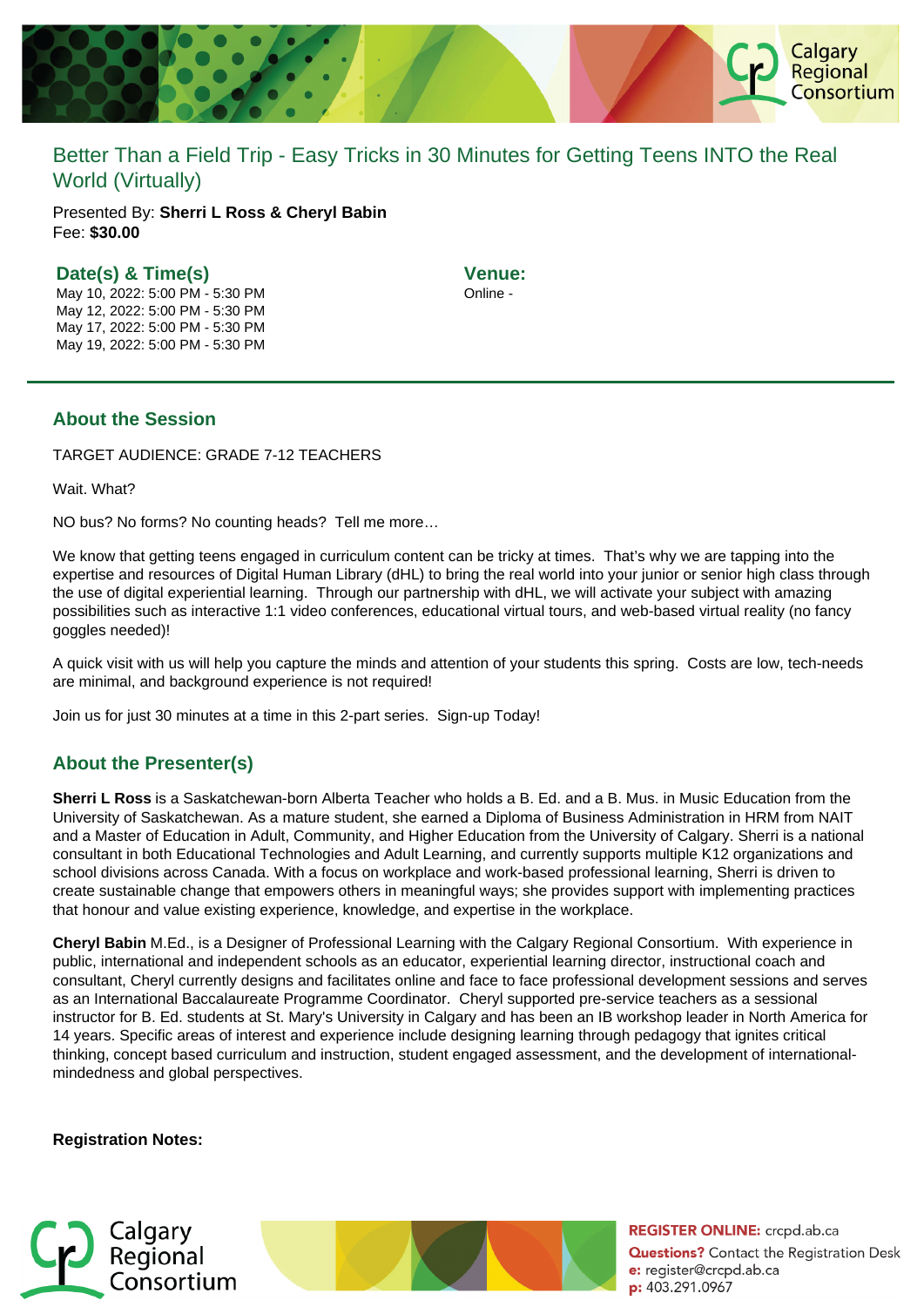# Better Than a Field Trip - Easy Tricks in 30 Minutes for Getting Teens INTO the Real World (Virtually)

Presented By: **Sherri L Ross & Cheryl Babin**
Fee: **$30.00**

### Date(s) & Time(s)

May 10, 2022: 5:00 PM - 5:30 PM
May 12, 2022: 5:00 PM - 5:30 PM
May 17, 2022: 5:00 PM - 5:30 PM
May 19, 2022: 5:00 PM - 5:30 PM

### Venue:

Online -

## About the Session

TARGET AUDIENCE: GRADE 7-12 TEACHERS

Wait. What?

NO bus? No forms? No counting heads? Tell me more…

We know that getting teens engaged in curriculum content can be tricky at times. That's why we are tapping into the expertise and resources of Digital Human Library (dHL) to bring the real world into your junior or senior high class through the use of digital experiential learning. Through our partnership with dHL, we will activate your subject with amazing possibilities such as interactive 1:1 video conferences, educational virtual tours, and web-based virtual reality (no fancy goggles needed)!

A quick visit with us will help you capture the minds and attention of your students this spring. Costs are low, tech-needs are minimal, and background experience is not required!

Join us for just 30 minutes at a time in this 2-part series. Sign-up Today!

## About the Presenter(s)

**Sherri L Ross** is a Saskatchewan-born Alberta Teacher who holds a B. Ed. and a B. Mus. in Music Education from the University of Saskatchewan. As a mature student, she earned a Diploma of Business Administration in HRM from NAIT and a Master of Education in Adult, Community, and Higher Education from the University of Calgary. Sherri is a national consultant in both Educational Technologies and Adult Learning, and currently supports multiple K12 organizations and school divisions across Canada. With a focus on workplace and work-based professional learning, Sherri is driven to create sustainable change that empowers others in meaningful ways; she provides support with implementing practices that honour and value existing experience, knowledge, and expertise in the workplace.

**Cheryl Babin** M.Ed., is a Designer of Professional Learning with the Calgary Regional Consortium. With experience in public, international and independent schools as an educator, experiential learning director, instructional coach and consultant, Cheryl currently designs and facilitates online and face to face professional development sessions and serves as an International Baccalaureate Programme Coordinator. Cheryl supported pre-service teachers as a sessional instructor for B. Ed. students at St. Mary's University in Calgary and has been an IB workshop leader in North America for 14 years. Specific areas of interest and experience include designing learning through pedagogy that ignites critical thinking, concept based curriculum and instruction, student engaged assessment, and the development of international-mindedness and global perspectives.

**Registration Notes:**

**REGISTER ONLINE:** crcpd.ab.ca
**Questions?** Contact the Registration Desk
**e:** register@crcpd.ab.ca
**p:** 403.291.0967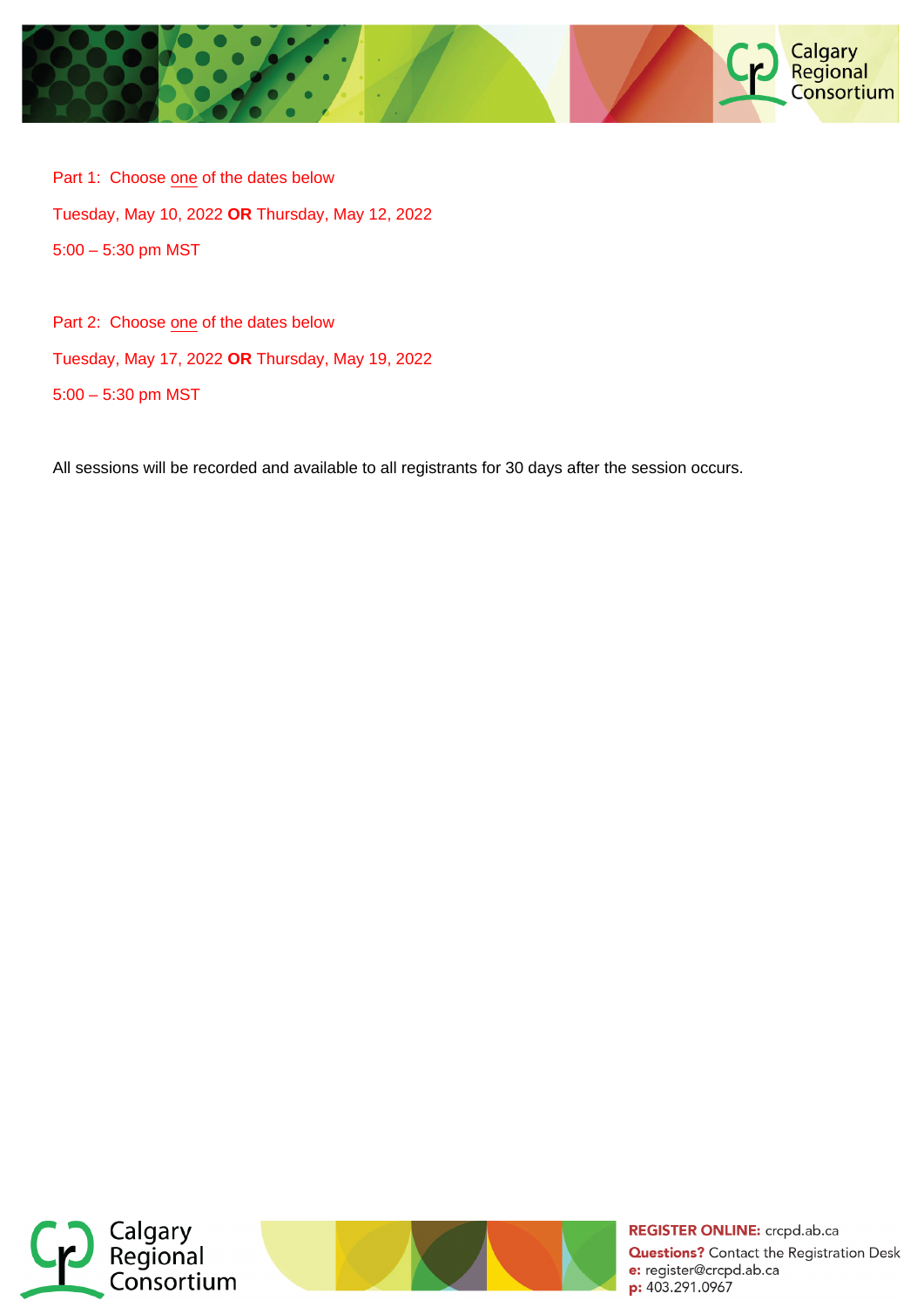Part 1: Choose one of the dates below

Tuesday, May 10, 2022 **OR** Thursday, May 12, 2022

5:00 – 5:30 pm MST

Part 2: Choose one of the dates below

Tuesday, May 17, 2022 **OR** Thursday, May 19, 2022

5:00 – 5:30 pm MST

All sessions will be recorded and available to all registrants for 30 days after the session occurs.

**REGISTER ONLINE:** crcpd.ab.ca

**Questions?** Contact the Registration Desk

**e:** register@crcpd.ab.ca

**p:** 403.291.0967